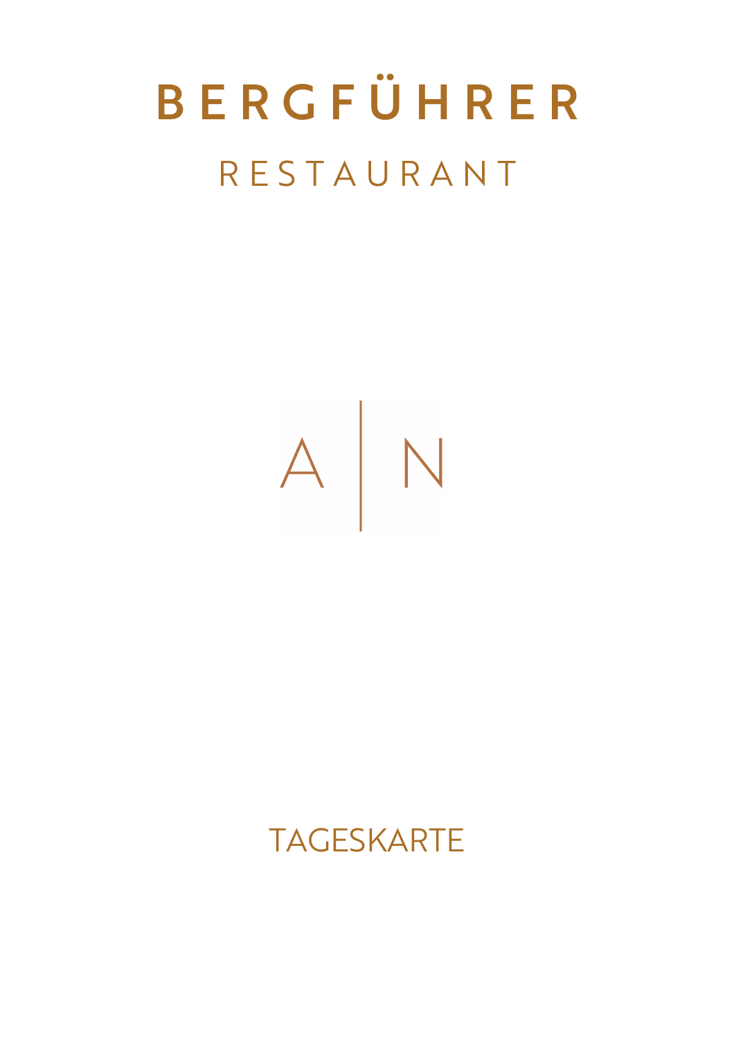# BERGFÜHRER

## RESTAURANT

A | N

TAGESKARTE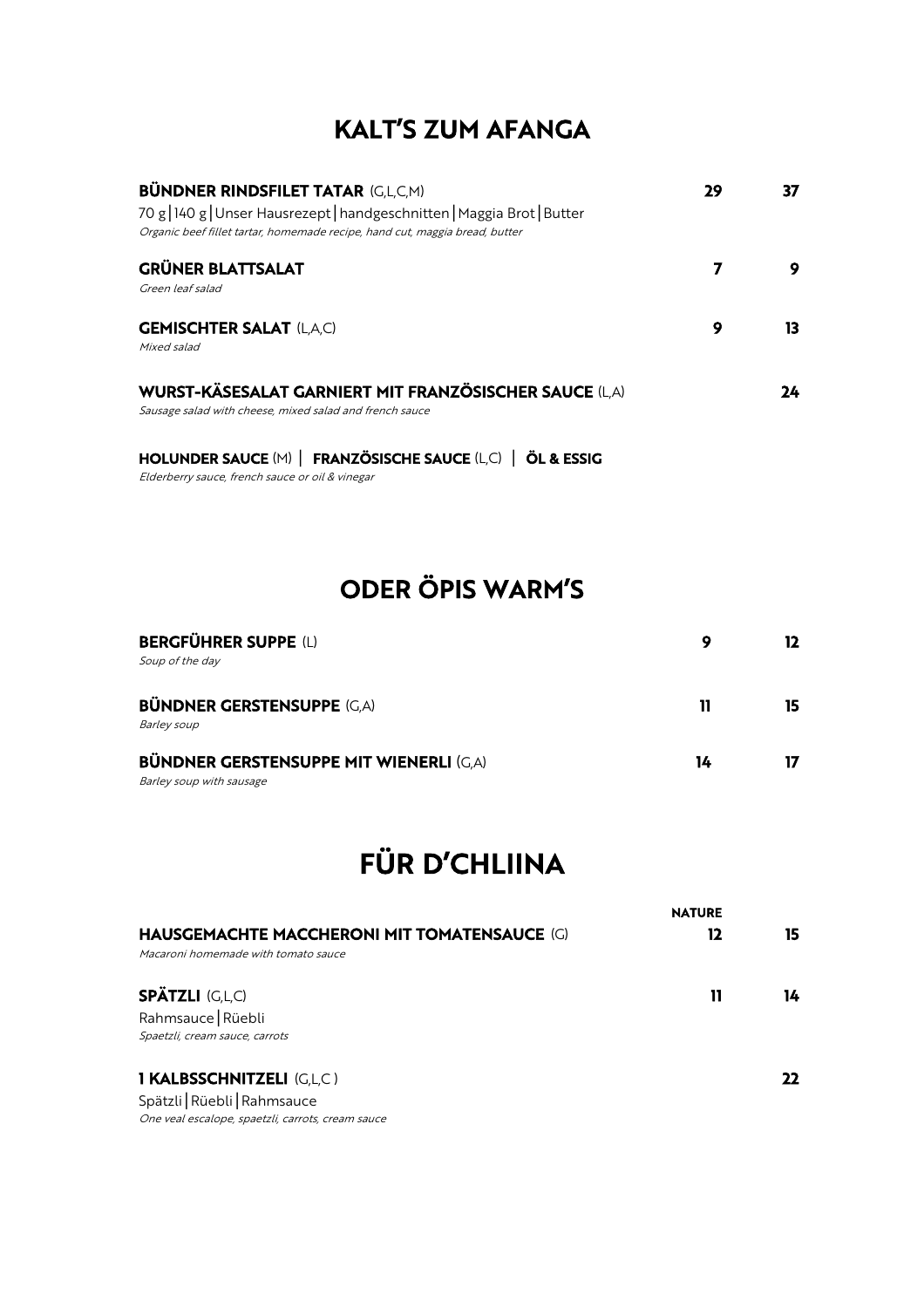## KALT'S ZUM AFANGA

| | | |
|---|---|---|
| **BÜNDNER RINDSFILET TATAR** (G,L,C,M)<br>70 g \| 140 g \| Unser Hausrezept \| handgeschnitten \| Maggia Brot \| Butter<br>*Organic beef fillet tartar, homemade recipe, hand cut, maggia bread, butter* | **29** | **37** |
| **GRÜNER BLATTSALAT**<br>*Green leaf salad* | **7** | **9** |
| **GEMISCHTER SALAT** (L,A,C)<br>*Mixed salad* | **9** | **13** |
| **WURST-KÄSESALAT GARNIERT MIT FRANZÖSISCHER SAUCE** (L,A)<br>*Sausage salad with cheese, mixed salad and french sauce* | | **24** |

**HOLUNDER SAUCE** (M) | **FRANZÖSISCHE SAUCE** (L,C) | **ÖL & ESSIG**
*Elderberry sauce, french sauce or oil & vinegar*

## ODER ÖPIS WARM'S

| | | |
|---|---|---|
| **BERGFÜHRER SUPPE** (L)<br>*Soup of the day* | **9** | **12** |
| **BÜNDNER GERSTENSUPPE** (G,A)<br>*Barley soup* | **11** | **15** |
| **BÜNDNER GERSTENSUPPE MIT WIENERLI** (G,A)<br>*Barley soup with sausage* | **14** | **17** |

## FÜR D'CHLIINA

| | **NATURE** | |
|---|---|---|
| **HAUSGEMACHTE MACCHERONI MIT TOMATENSAUCE** (G)<br>*Macaroni homemade with tomato sauce* | **12** | **15** |
| **SPÄTZLI** (G,L,C)<br>Rahmsauce \| Rüebli<br>*Spaetzli, cream sauce, carrots* | **11** | **14** |
| **1 KALBSSCHNITZELI** (G,L,C )<br>Spätzli \| Rüebli \| Rahmsauce<br>*One veal escalope, spaetzli, carrots, cream sauce* | | **22** |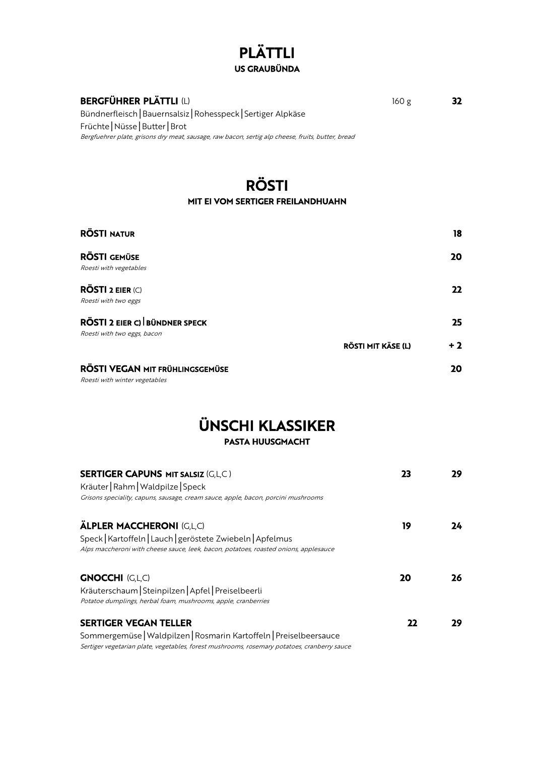# PLÄTTLI
### US GRAUBÜNDA

**BERGFÜHRER PLÄTTLI** (L) 160 g **32**

Bündnerfleisch | Bauernsalsiz | Rohesspeck | Sertiger Alpkäse
Früchte | Nüsse | Butter | Brot
*Bergfuehrer plate, grisons dry meat, sausage, raw bacon, sertig alp cheese, fruits, butter, bread*

# RÖSTI
### MIT EI VOM SERTIGER FREILANDHUAHN

**RÖSTI NATUR** **18**

**RÖSTI GEMÜSE** **20**
*Roesti with vegetables*

**RÖSTI 2 EIER** (C) **22**
*Roesti with two eggs*

**RÖSTI 2 EIER C) | BÜNDNER SPECK** **25**
*Roesti with two eggs, bacon*

**RÖSTI MIT KÄSE (L)** **+ 2**

**RÖSTI VEGAN MIT FRÜHLINGSGEMÜSE** **20**
*Roesti with winter vegetables*

# ÜNSCHI KLASSIKER
### PASTA HUUSGMACHT

**SERTIGER CAPUNS MIT SALSIZ** (G,L,C ) **23** **29**
Kräuter | Rahm | Waldpilze | Speck
*Grisons speciality, capuns, sausage, cream sauce, apple, bacon, porcini mushrooms*

**ÄLPLER MACCHERONI** (G,L,C) **19** **24**
Speck | Kartoffeln | Lauch | geröstete Zwiebeln | Apfelmus
*Alps maccheroni with cheese sauce, leek, bacon, potatoes, roasted onions, applesauce*

**GNOCCHI** (G,L,C) **20** **26**
Kräuterschaum | Steinpilzen | Apfel | Preiselbeerli
*Potatoe dumplings, herbal foam, mushrooms, apple, cranberries*

**SERTIGER VEGAN TELLER** **22** **29**
Sommergemüse | Waldpilzen | Rosmarin Kartoffeln | Preiselbeersauce
*Sertiger vegetarian plate, vegetables, forest mushrooms, rosemary potatoes, cranberry sauce*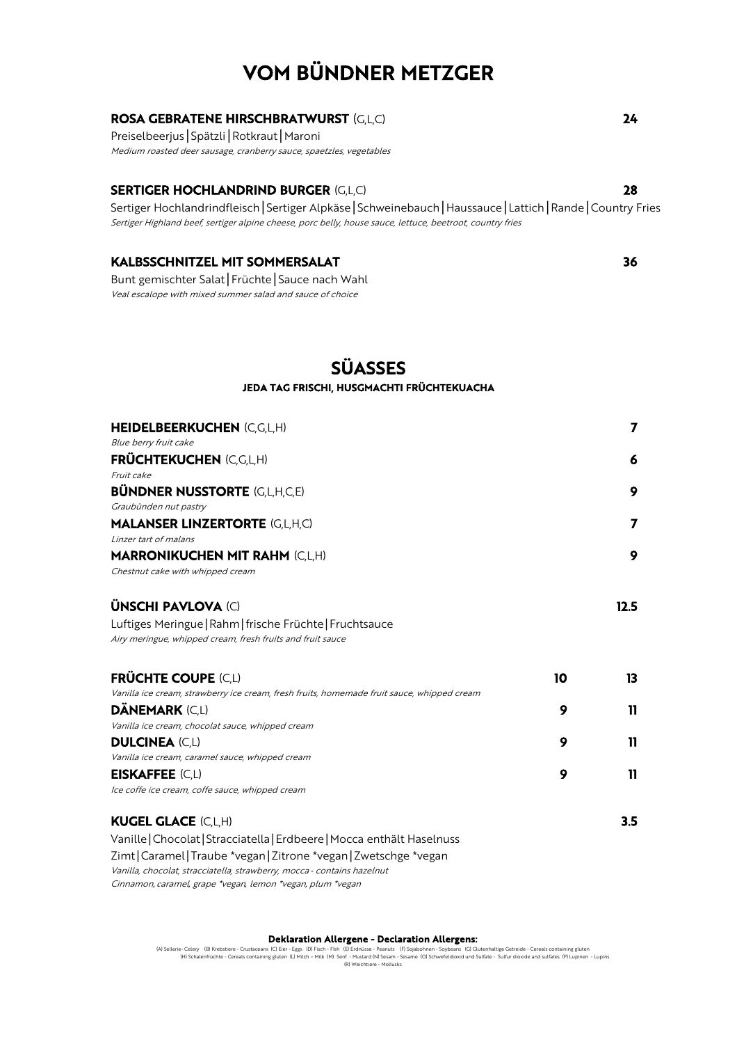# VOM BÜNDNER METZGER

**ROSA GEBRATENE HIRSCHBRATWURST** (G,L,C) **24**
Preiselbeerjus|Spätzli|Rotkraut|Maroni
*Medium roasted deer sausage, cranberry sauce, spaetzles, vegetables*

**SERTIGER HOCHLANDRIND BURGER** (G,L,C) **28**
Sertiger Hochlandrindfleisch|Sertiger Alpkäse|Schweinebauch|Haussauce|Lattich|Rande|Country Fries
*Sertiger Highland beef, sertiger alpine cheese, porc belly, house sauce, lettuce, beetroot, country fries*

**KALBSSCHNITZEL MIT SOMMERSALAT** **36**
Bunt gemischter Salat|Früchte|Sauce nach Wahl
*Veal escalope with mixed summer salad and sauce of choice*

# SÜASSES

#### JEDA TAG FRISCHI, HUSGMACHTI FRÜCHTEKUACHA

**HEIDELBEERKUCHEN** (C,G,L,H) **7**
*Blue berry fruit cake*

**FRÜCHTEKUCHEN** (C,G,L,H) **6**
*Fruit cake*

**BÜNDNER NUSSTORTE** (G,L,H,C,E) **9**
*Graubünden nut pastry*

**MALANSER LINZERTORTE** (G,L,H,C) **7**
*Linzer tart of malans*

**MARRONIKUCHEN MIT RAHM** (C,L,H) **9**
*Chestnut cake with whipped cream*

**ÜNSCHI PAVLOVA** (C) **12.5**
Luftiges Meringue|Rahm|frische Früchte|Fruchtsauce
*Airy meringue, whipped cream, fresh fruits and fruit sauce*

| | | |
|---|---|---|
| **FRÜCHTE COUPE** (C,L)<br>*Vanilla ice cream, strawberry ice cream, fresh fruits, homemade fruit sauce, whipped cream* | **10** | **13** |
| **DÄNEMARK** (C,L)<br>*Vanilla ice cream, chocolat sauce, whipped cream* | **9** | **11** |
| **DULCINEA** (C,L)<br>*Vanilla ice cream, caramel sauce, whipped cream* | **9** | **11** |
| **EISKAFFEE** (C,L)<br>*Ice coffe ice cream, coffe sauce, whipped cream* | **9** | **11** |

**KUGEL GLACE** (C,L,H) **3.5**
Vanille|Chocolat|Stracciatella|Erdbeere|Mocca enthält Haselnuss
Zimt|Caramel|Traube *vegan|Zitrone *vegan|Zwetschge *vegan
*Vanilla, chocolat, stracciatella, strawberry, mocca - contains hazelnut*
*Cinnamon, caramel, grape *vegan, lemon *vegan, plum *vegan*

**Deklaration Allergene - Declaration Allergens:**
(A) Sellerie- Celery (B) Krebstiere - Crustaceans (C) Eier - Eggs (D) Fisch - Fish (E) Erdnüsse - Peanuts (F) Sojabohnen - Soybeans (G) Glutenhaltige Getreide - Cereals containing gluten (H) Schalenfrüchte - Cereals containing gluten (L) Milch – Milk (M) Senf - Mustard (N) Sesam - Sesame (O) Schwefeldioxid und Sulfate - Sulfur dioxide and sulfates (P) Lupinen - Lupins (R) Weichtiere - Mollusks